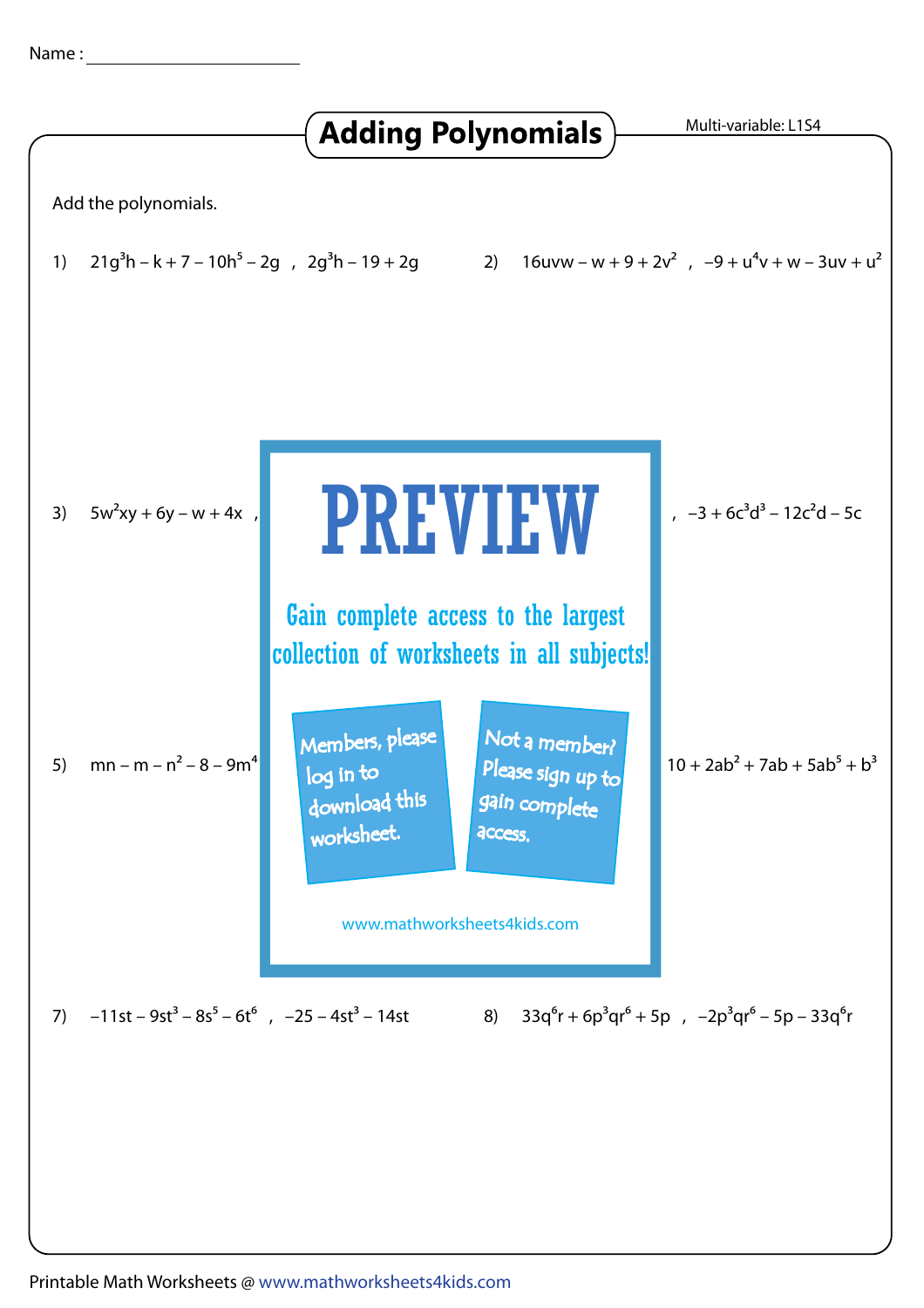Name : ______________________

# Adding Polynomials

Multi-variable: L1S4

Add the polynomials.

1) $21g^3h - k + 7 - 10h^5 - 2g$ , $2g^3h - 19 + 2g$

2) $16uvw - w + 9 + 2v^2$ , $-9 + u^4v + w - 3uv + u^2$

3) $5w^2xy + 6y - w + 4x$ ,

, $-3 + 6c^3d^3 - 12c^2d - 5c$

**PREVIEW**

Gain complete access to the largest collection of worksheets in all subjects!

Members, please log in to download this worksheet.

Not a member? Please sign up to gain complete access.

www.mathworksheets4kids.com

5) $mn - m - n^2 - 8 - 9m^4$

$10 + 2ab^2 + 7ab + 5ab^5 + b^3$

7) $-11st - 9st^3 - 8s^5 - 6t^6$ , $-25 - 4st^3 - 14st$

8) $33q^6r + 6p^3qr^6 + 5p$ , $-2p^3qr^6 - 5p - 33q^6r$

Printable Math Worksheets @ www.mathworksheets4kids.com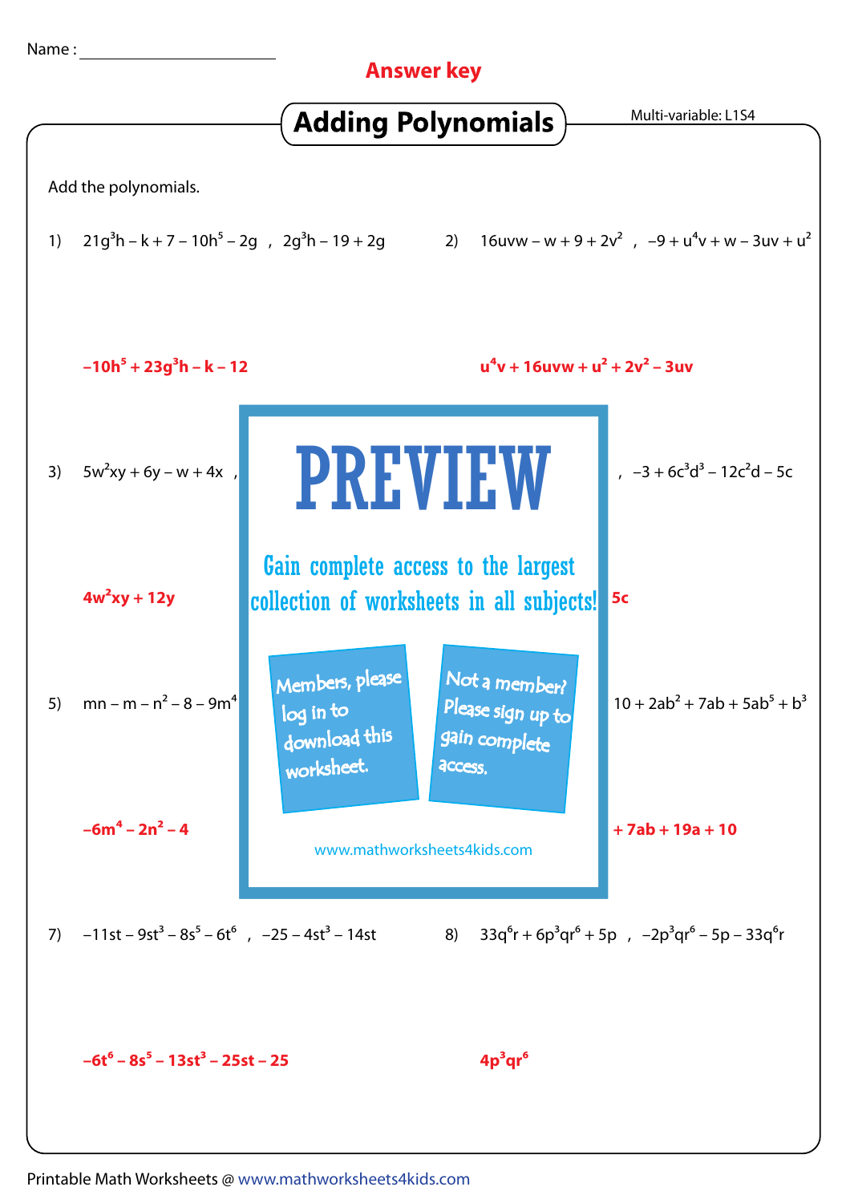Name :

**Answer key**

# Adding Polynomials

Multi-variable: L1S4

Add the polynomials.

1) $21g^3h - k + 7 - 10h^5 - 2g$ , $2g^3h - 19 + 2g$

**$-10h^5 + 23g^3h - k - 12$**

2) $16uvw - w + 9 + 2v^2$ , $-9 + u^4v + w - 3uv + u^2$

**$u^4v + 16uvw + u^2 + 2v^2 - 3uv$**

3) $5w^2xy + 6y - w + 4x$ ,

**$4w^2xy + 12y$**

4) , $-3 + 6c^3d^3 - 12c^2d - 5c$

**5c**

5) $mn - m - n^2 - 8 - 9m^4$

**$-6m^4 - 2n^2 - 4$**

6) $10 + 2ab^2 + 7ab + 5ab^5 + b^3$

**$+ 7ab + 19a + 10$**

PREVIEW

Gain complete access to the largest collection of worksheets in all subjects!

Members, please log in to download this worksheet.

Not a member? Please sign up to gain complete access.

www.mathworksheets4kids.com

7) $-11st - 9st^3 - 8s^5 - 6t^6$ , $-25 - 4st^3 - 14st$

**$-6t^6 - 8s^5 - 13st^3 - 25st - 25$**

8) $33q^6r + 6p^3qr^6 + 5p$ , $-2p^3qr^6 - 5p - 33q^6r$

**$4p^3qr^6$**

Printable Math Worksheets @ www.mathworksheets4kids.com